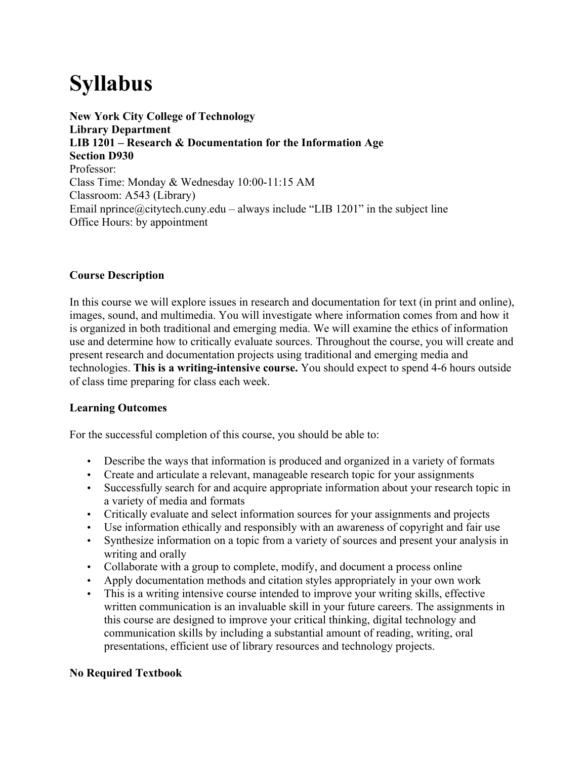# Syllabus

**New York City College of Technology**
**Library Department**
**LIB 1201 – Research & Documentation for the Information Age**
**Section D930**
Professor:
Class Time: Monday & Wednesday 10:00-11:15 AM
Classroom: A543 (Library)
Email nprince@citytech.cuny.edu – always include "LIB 1201" in the subject line
Office Hours: by appointment

**Course Description**

In this course we will explore issues in research and documentation for text (in print and online), images, sound, and multimedia. You will investigate where information comes from and how it is organized in both traditional and emerging media. We will examine the ethics of information use and determine how to critically evaluate sources. Throughout the course, you will create and present research and documentation projects using traditional and emerging media and technologies. **This is a writing-intensive course.** You should expect to spend 4-6 hours outside of class time preparing for class each week.

**Learning Outcomes**

For the successful completion of this course, you should be able to:

- Describe the ways that information is produced and organized in a variety of formats
- Create and articulate a relevant, manageable research topic for your assignments
- Successfully search for and acquire appropriate information about your research topic in a variety of media and formats
- Critically evaluate and select information sources for your assignments and projects
- Use information ethically and responsibly with an awareness of copyright and fair use
- Synthesize information on a topic from a variety of sources and present your analysis in writing and orally
- Collaborate with a group to complete, modify, and document a process online
- Apply documentation methods and citation styles appropriately in your own work
- This is a writing intensive course intended to improve your writing skills, effective written communication is an invaluable skill in your future careers. The assignments in this course are designed to improve your critical thinking, digital technology and communication skills by including a substantial amount of reading, writing, oral presentations, efficient use of library resources and technology projects.

**No Required Textbook**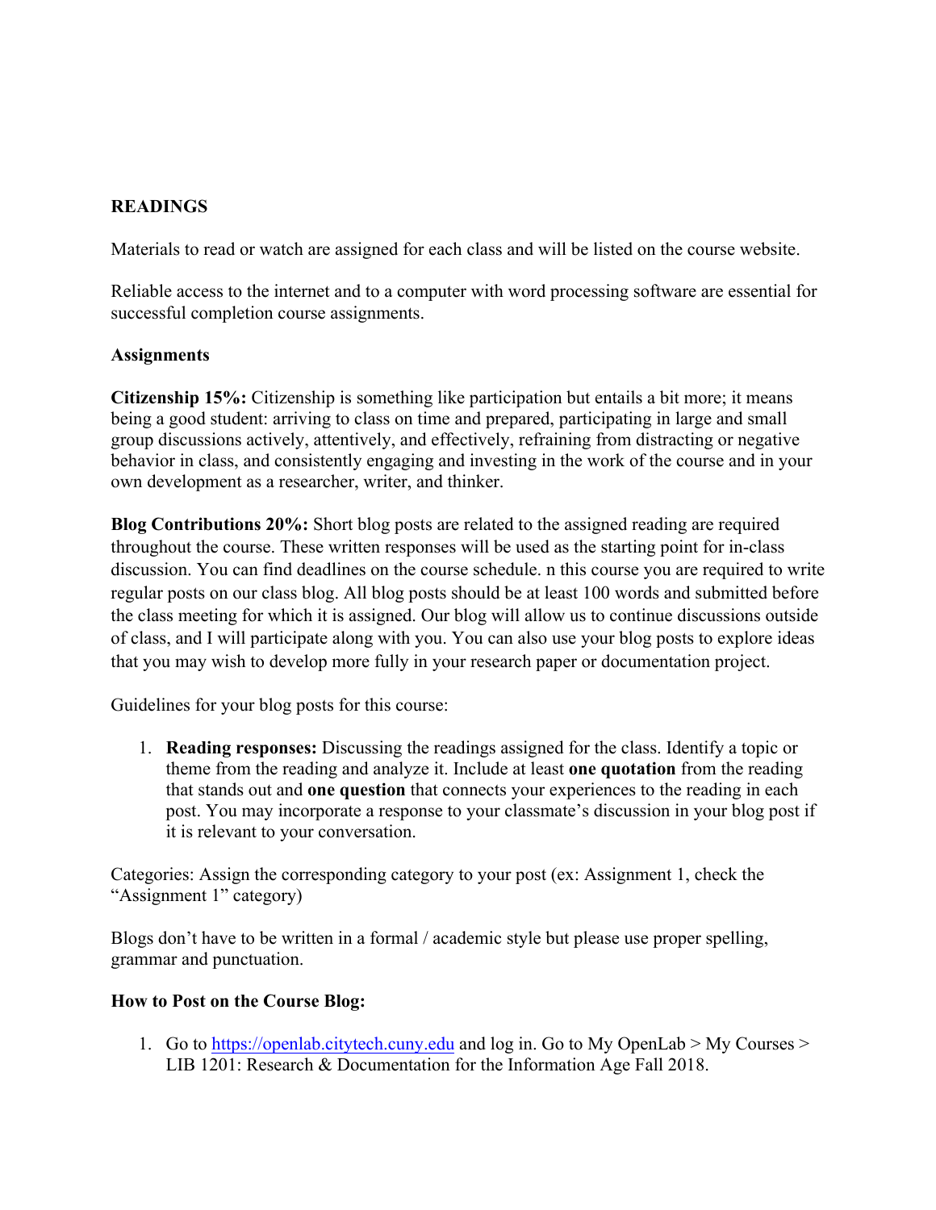## READINGS

Materials to read or watch are assigned for each class and will be listed on the course website.

Reliable access to the internet and to a computer with word processing software are essential for successful completion course assignments.

### Assignments

**Citizenship 15%:** Citizenship is something like participation but entails a bit more; it means being a good student: arriving to class on time and prepared, participating in large and small group discussions actively, attentively, and effectively, refraining from distracting or negative behavior in class, and consistently engaging and investing in the work of the course and in your own development as a researcher, writer, and thinker.

**Blog Contributions 20%:** Short blog posts are related to the assigned reading are required throughout the course. These written responses will be used as the starting point for in-class discussion. You can find deadlines on the course schedule. n this course you are required to write regular posts on our class blog. All blog posts should be at least 100 words and submitted before the class meeting for which it is assigned. Our blog will allow us to continue discussions outside of class, and I will participate along with you. You can also use your blog posts to explore ideas that you may wish to develop more fully in your research paper or documentation project.

Guidelines for your blog posts for this course:

1. **Reading responses:** Discussing the readings assigned for the class. Identify a topic or theme from the reading and analyze it. Include at least **one quotation** from the reading that stands out and **one question** that connects your experiences to the reading in each post. You may incorporate a response to your classmate's discussion in your blog post if it is relevant to your conversation.

Categories: Assign the corresponding category to your post (ex: Assignment 1, check the "Assignment 1" category)

Blogs don't have to be written in a formal / academic style but please use proper spelling, grammar and punctuation.

### How to Post on the Course Blog:

1. Go to [https://openlab.citytech.cuny.edu](https://openlab.citytech.cuny.edu) and log in. Go to My OpenLab > My Courses > LIB 1201: Research & Documentation for the Information Age Fall 2018.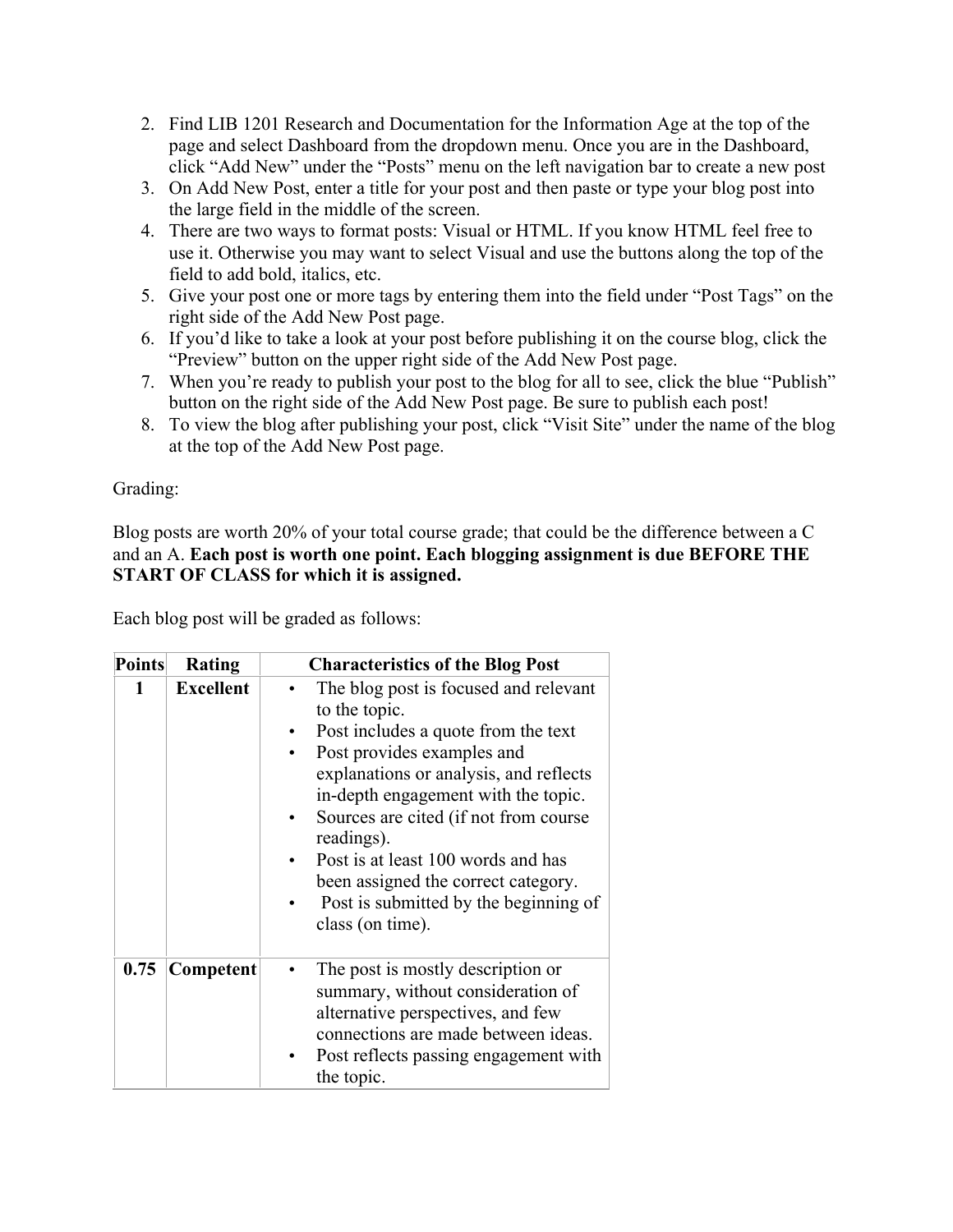2. Find LIB 1201 Research and Documentation for the Information Age at the top of the page and select Dashboard from the dropdown menu. Once you are in the Dashboard, click "Add New" under the "Posts" menu on the left navigation bar to create a new post
3. On Add New Post, enter a title for your post and then paste or type your blog post into the large field in the middle of the screen.
4. There are two ways to format posts: Visual or HTML. If you know HTML feel free to use it. Otherwise you may want to select Visual and use the buttons along the top of the field to add bold, italics, etc.
5. Give your post one or more tags by entering them into the field under "Post Tags" on the right side of the Add New Post page.
6. If you'd like to take a look at your post before publishing it on the course blog, click the "Preview" button on the upper right side of the Add New Post page.
7. When you're ready to publish your post to the blog for all to see, click the blue "Publish" button on the right side of the Add New Post page. Be sure to publish each post!
8. To view the blog after publishing your post, click "Visit Site" under the name of the blog at the top of the Add New Post page.

Grading:

Blog posts are worth 20% of your total course grade; that could be the difference between a C and an A. **Each post is worth one point. Each blogging assignment is due BEFORE THE START OF CLASS for which it is assigned.**

Each blog post will be graded as follows:

| Points | Rating | Characteristics of the Blog Post |
|---|---|---|
| **1** | **Excellent** | • The blog post is focused and relevant to the topic.<br>• Post includes a quote from the text<br>• Post provides examples and explanations or analysis, and reflects in-depth engagement with the topic.<br>• Sources are cited (if not from course readings).<br>• Post is at least 100 words and has been assigned the correct category.<br>• Post is submitted by the beginning of class (on time). |
| **0.75** | **Competent** | • The post is mostly description or summary, without consideration of alternative perspectives, and few connections are made between ideas.<br>• Post reflects passing engagement with the topic. |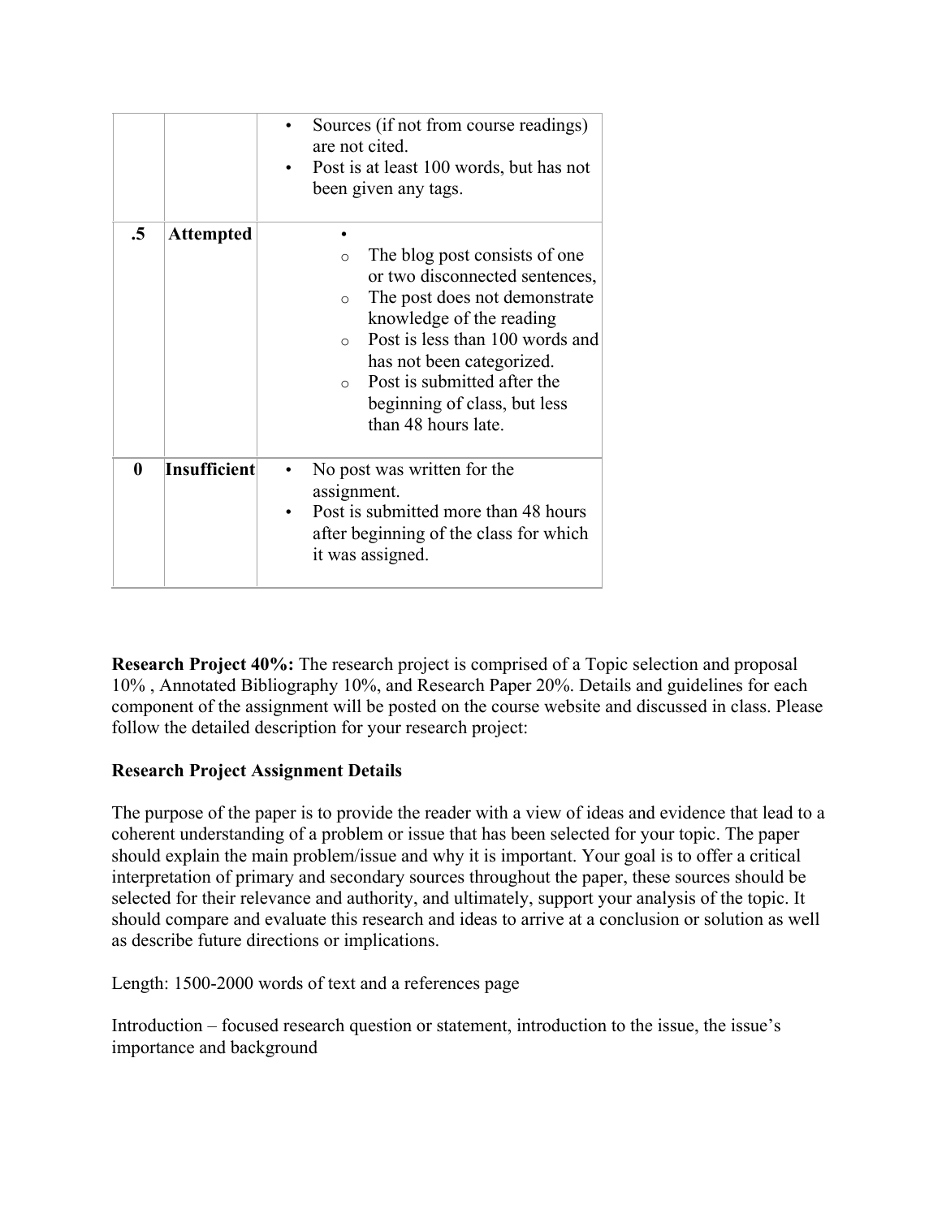| | | |
|---|---|---|
| | | • Sources (if not from course readings) are not cited.<br>• Post is at least 100 words, but has not been given any tags. |
| **.5** | **Attempted** | • <br>  ○ The blog post consists of one or two disconnected sentences,<br>  ○ The post does not demonstrate knowledge of the reading<br>  ○ Post is less than 100 words and has not been categorized.<br>  ○ Post is submitted after the beginning of class, but less than 48 hours late. |
| **0** | **Insufficient** | • No post was written for the assignment.<br>• Post is submitted more than 48 hours after beginning of the class for which it was assigned. |

**Research Project 40%:** The research project is comprised of a Topic selection and proposal 10% , Annotated Bibliography 10%, and Research Paper 20%. Details and guidelines for each component of the assignment will be posted on the course website and discussed in class. Please follow the detailed description for your research project:

**Research Project Assignment Details**

The purpose of the paper is to provide the reader with a view of ideas and evidence that lead to a coherent understanding of a problem or issue that has been selected for your topic. The paper should explain the main problem/issue and why it is important. Your goal is to offer a critical interpretation of primary and secondary sources throughout the paper, these sources should be selected for their relevance and authority, and ultimately, support your analysis of the topic. It should compare and evaluate this research and ideas to arrive at a conclusion or solution as well as describe future directions or implications.

Length: 1500-2000 words of text and a references page

Introduction – focused research question or statement, introduction to the issue, the issue's importance and background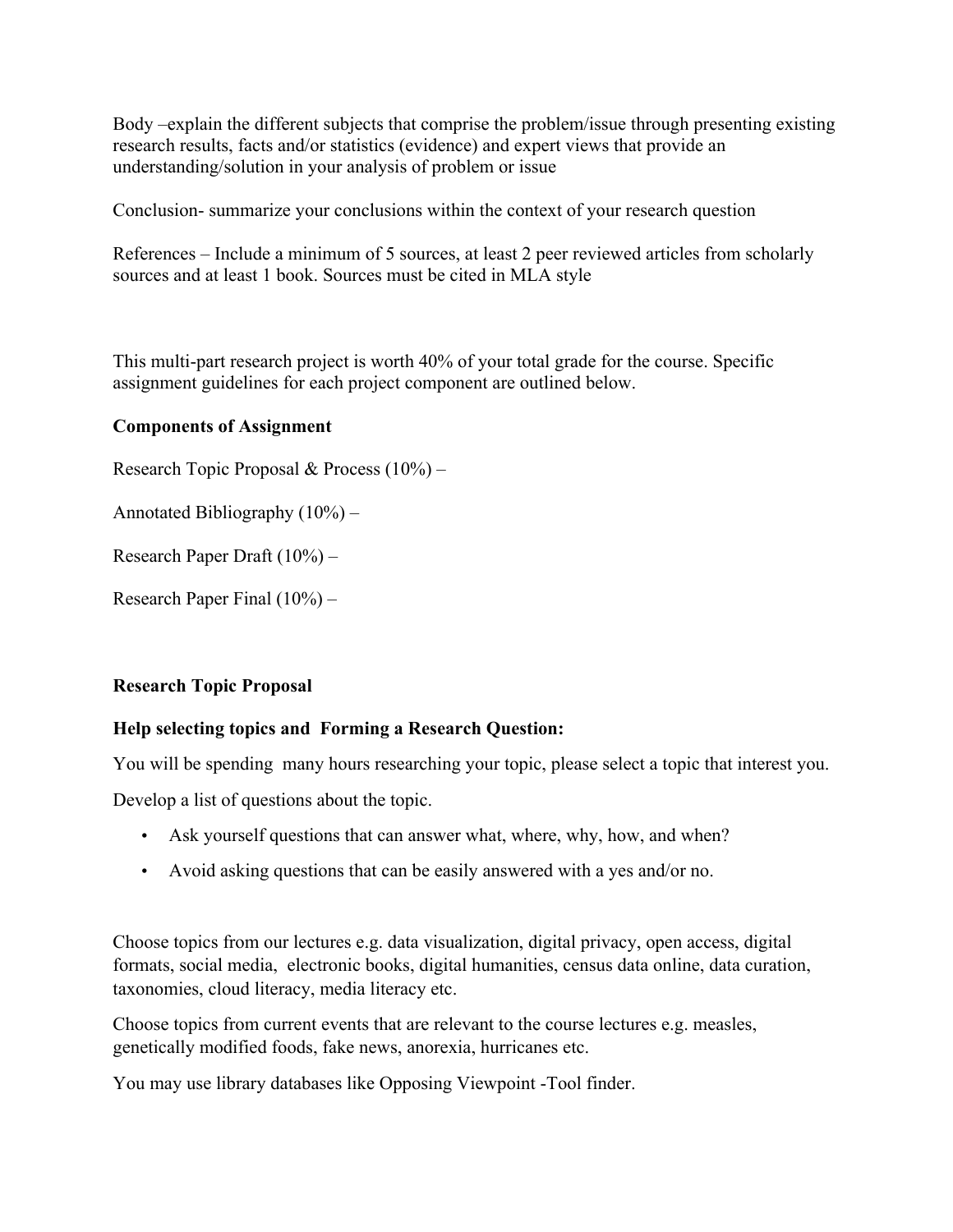Body –explain the different subjects that comprise the problem/issue through presenting existing research results, facts and/or statistics (evidence) and expert views that provide an understanding/solution in your analysis of problem or issue

Conclusion- summarize your conclusions within the context of your research question

References – Include a minimum of 5 sources, at least 2 peer reviewed articles from scholarly sources and at least 1 book. Sources must be cited in MLA style

This multi-part research project is worth 40% of your total grade for the course. Specific assignment guidelines for each project component are outlined below.

**Components of Assignment**

Research Topic Proposal & Process (10%) –

Annotated Bibliography (10%) –

Research Paper Draft (10%) –

Research Paper Final (10%) –

**Research Topic Proposal**

**Help selecting topics and  Forming a Research Question:**

You will be spending  many hours researching your topic, please select a topic that interest you.

Develop a list of questions about the topic.

- Ask yourself questions that can answer what, where, why, how, and when?
- Avoid asking questions that can be easily answered with a yes and/or no.

Choose topics from our lectures e.g. data visualization, digital privacy, open access, digital formats, social media,  electronic books, digital humanities, census data online, data curation, taxonomies, cloud literacy, media literacy etc.

Choose topics from current events that are relevant to the course lectures e.g. measles, genetically modified foods, fake news, anorexia, hurricanes etc.

You may use library databases like Opposing Viewpoint -Tool finder.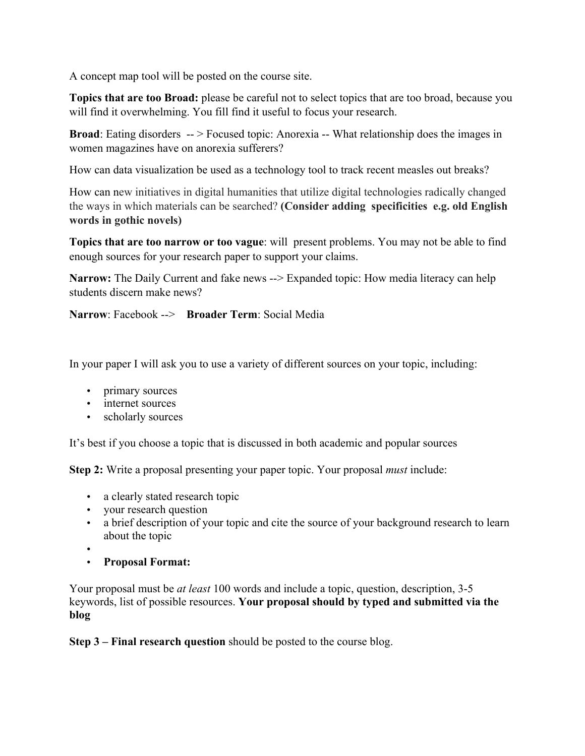A concept map tool will be posted on the course site.

**Topics that are too Broad:** please be careful not to select topics that are too broad, because you will find it overwhelming. You fill find it useful to focus your research.

**Broad**: Eating disorders -- > Focused topic: Anorexia -- What relationship does the images in women magazines have on anorexia sufferers?

How can data visualization be used as a technology tool to track recent measles out breaks?

How can new initiatives in digital humanities that utilize digital technologies radically changed the ways in which materials can be searched? **(Consider adding specificities e.g. old English words in gothic novels)**

**Topics that are too narrow or too vague**: will present problems. You may not be able to find enough sources for your research paper to support your claims.

**Narrow:** The Daily Current and fake news --> Expanded topic: How media literacy can help students discern make news?

**Narrow**: Facebook --> **Broader Term**: Social Media

In your paper I will ask you to use a variety of different sources on your topic, including:

- primary sources
- internet sources
- scholarly sources

It's best if you choose a topic that is discussed in both academic and popular sources

**Step 2:** Write a proposal presenting your paper topic. Your proposal *must* include:

- a clearly stated research topic
- your research question
- a brief description of your topic and cite the source of your background research to learn about the topic
- 
- **Proposal Format:**

Your proposal must be *at least* 100 words and include a topic, question, description, 3-5 keywords, list of possible resources. **Your proposal should by typed and submitted via the blog**

**Step 3 – Final research question** should be posted to the course blog.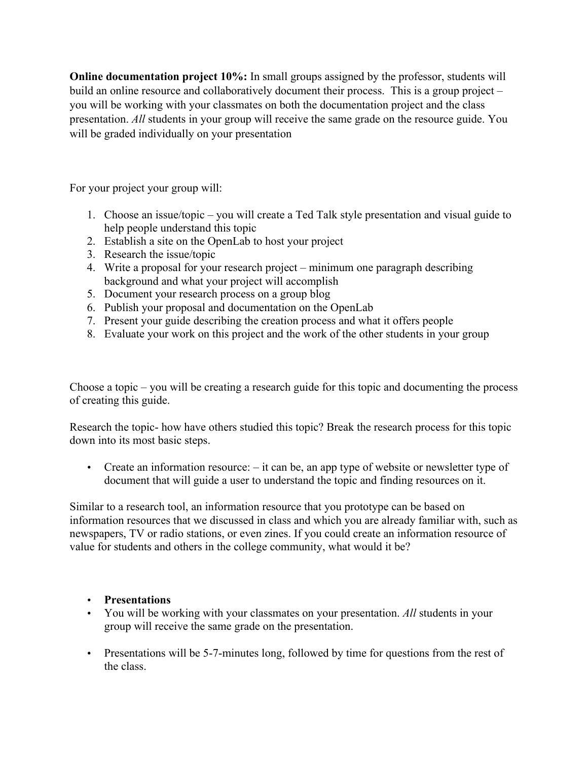**Online documentation project 10%:** In small groups assigned by the professor, students will build an online resource and collaboratively document their process. This is a group project – you will be working with your classmates on both the documentation project and the class presentation. *All* students in your group will receive the same grade on the resource guide. You will be graded individually on your presentation

For your project your group will:

1. Choose an issue/topic – you will create a Ted Talk style presentation and visual guide to help people understand this topic
2. Establish a site on the OpenLab to host your project
3. Research the issue/topic
4. Write a proposal for your research project – minimum one paragraph describing background and what your project will accomplish
5. Document your research process on a group blog
6. Publish your proposal and documentation on the OpenLab
7. Present your guide describing the creation process and what it offers people
8. Evaluate your work on this project and the work of the other students in your group

Choose a topic – you will be creating a research guide for this topic and documenting the process of creating this guide.

Research the topic- how have others studied this topic? Break the research process for this topic down into its most basic steps.

- Create an information resource: – it can be, an app type of website or newsletter type of document that will guide a user to understand the topic and finding resources on it.

Similar to a research tool, an information resource that you prototype can be based on information resources that we discussed in class and which you are already familiar with, such as newspapers, TV or radio stations, or even zines. If you could create an information resource of value for students and others in the college community, what would it be?

- **Presentations**
- You will be working with your classmates on your presentation. *All* students in your group will receive the same grade on the presentation.
- Presentations will be 5-7-minutes long, followed by time for questions from the rest of the class.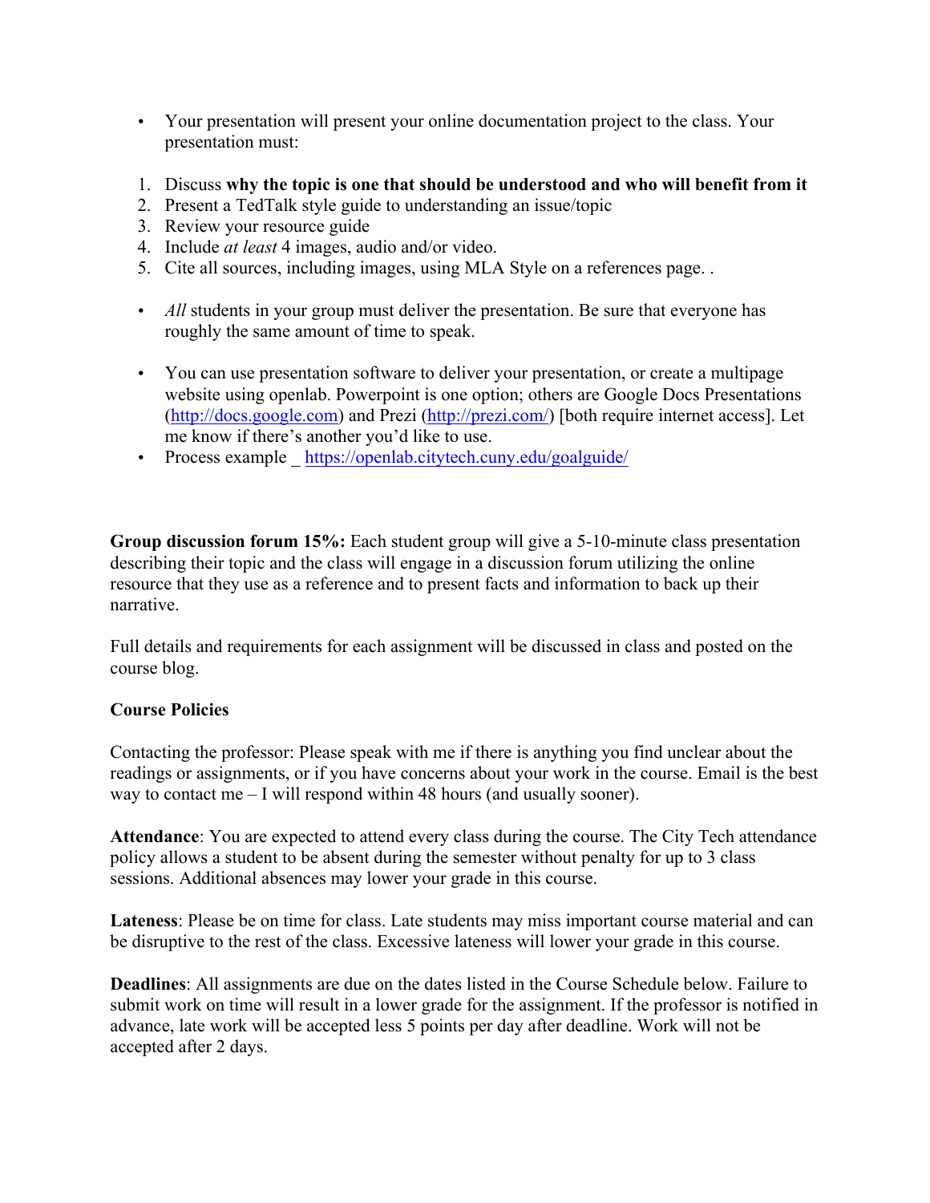- Your presentation will present your online documentation project to the class. Your presentation must:

1. Discuss **why the topic is one that should be understood and who will benefit from it**
2. Present a TedTalk style guide to understanding an issue/topic
3. Review your resource guide
4. Include *at least* 4 images, audio and/or video.
5. Cite all sources, including images, using MLA Style on a references page. .

- *All* students in your group must deliver the presentation. Be sure that everyone has roughly the same amount of time to speak.

- You can use presentation software to deliver your presentation, or create a multipage website using openlab. Powerpoint is one option; others are Google Docs Presentations (http://docs.google.com) and Prezi (http://prezi.com/) [both require internet access]. Let me know if there's another you'd like to use.
- Process example _ https://openlab.citytech.cuny.edu/goalguide/

**Group discussion forum 15%:** Each student group will give a 5-10-minute class presentation describing their topic and the class will engage in a discussion forum utilizing the online resource that they use as a reference and to present facts and information to back up their narrative.

Full details and requirements for each assignment will be discussed in class and posted on the course blog.

**Course Policies**

Contacting the professor: Please speak with me if there is anything you find unclear about the readings or assignments, or if you have concerns about your work in the course. Email is the best way to contact me – I will respond within 48 hours (and usually sooner).

**Attendance**: You are expected to attend every class during the course. The City Tech attendance policy allows a student to be absent during the semester without penalty for up to 3 class sessions. Additional absences may lower your grade in this course.

**Lateness**: Please be on time for class. Late students may miss important course material and can be disruptive to the rest of the class. Excessive lateness will lower your grade in this course.

**Deadlines**: All assignments are due on the dates listed in the Course Schedule below. Failure to submit work on time will result in a lower grade for the assignment. If the professor is notified in advance, late work will be accepted less 5 points per day after deadline. Work will not be accepted after 2 days.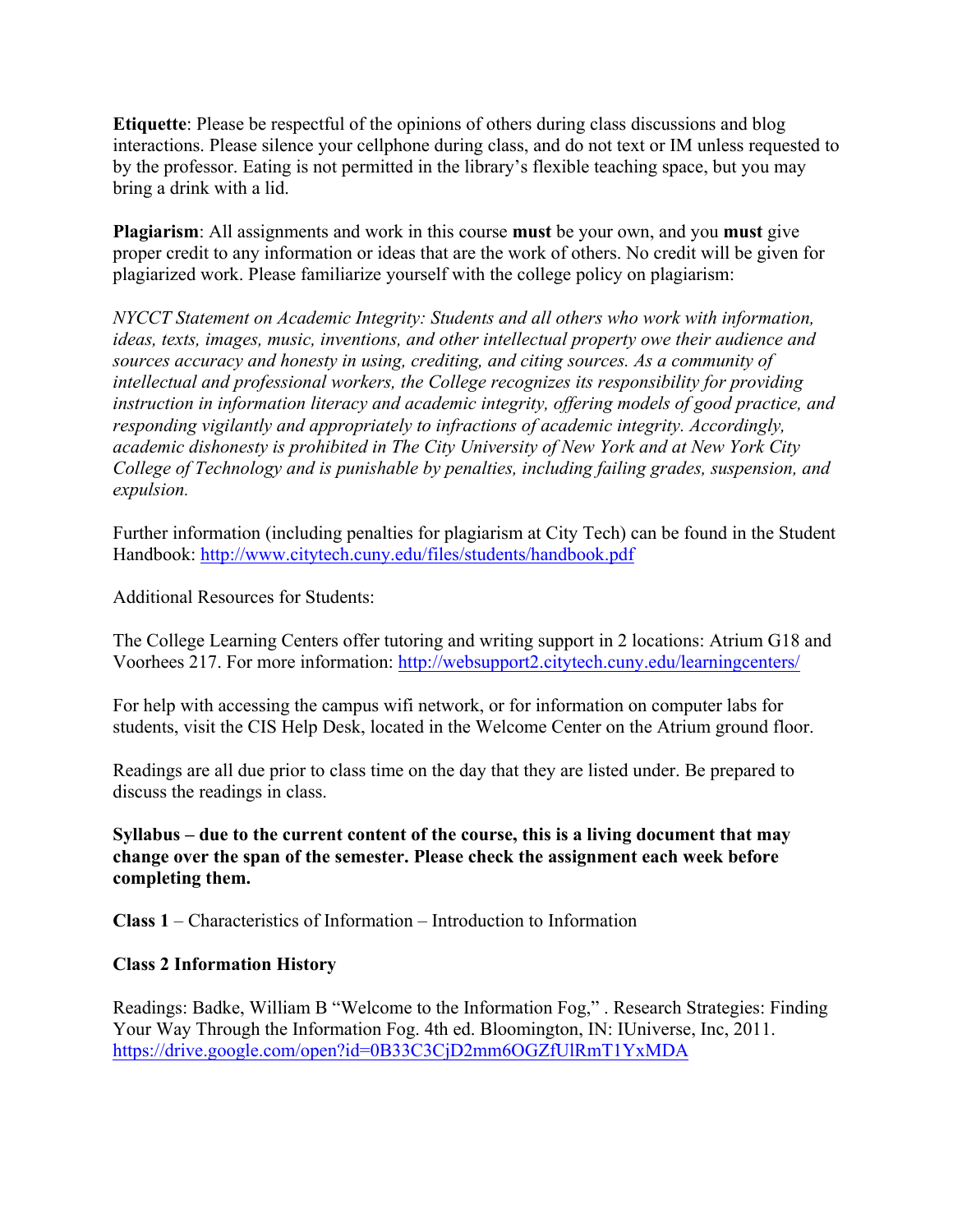**Etiquette**: Please be respectful of the opinions of others during class discussions and blog interactions. Please silence your cellphone during class, and do not text or IM unless requested to by the professor. Eating is not permitted in the library's flexible teaching space, but you may bring a drink with a lid.

**Plagiarism**: All assignments and work in this course **must** be your own, and you **must** give proper credit to any information or ideas that are the work of others. No credit will be given for plagiarized work. Please familiarize yourself with the college policy on plagiarism:

*NYCCT Statement on Academic Integrity: Students and all others who work with information, ideas, texts, images, music, inventions, and other intellectual property owe their audience and sources accuracy and honesty in using, crediting, and citing sources. As a community of intellectual and professional workers, the College recognizes its responsibility for providing instruction in information literacy and academic integrity, offering models of good practice, and responding vigilantly and appropriately to infractions of academic integrity. Accordingly, academic dishonesty is prohibited in The City University of New York and at New York City College of Technology and is punishable by penalties, including failing grades, suspension, and expulsion.*

Further information (including penalties for plagiarism at City Tech) can be found in the Student Handbook: http://www.citytech.cuny.edu/files/students/handbook.pdf

Additional Resources for Students:

The College Learning Centers offer tutoring and writing support in 2 locations: Atrium G18 and Voorhees 217. For more information: http://websupport2.citytech.cuny.edu/learningcenters/

For help with accessing the campus wifi network, or for information on computer labs for students, visit the CIS Help Desk, located in the Welcome Center on the Atrium ground floor.

Readings are all due prior to class time on the day that they are listed under. Be prepared to discuss the readings in class.

**Syllabus – due to the current content of the course, this is a living document that may change over the span of the semester. Please check the assignment each week before completing them.**

**Class 1** – Characteristics of Information – Introduction to Information

**Class 2 Information History**

Readings: Badke, William B "Welcome to the Information Fog," . Research Strategies: Finding Your Way Through the Information Fog. 4th ed. Bloomington, IN: IUniverse, Inc, 2011. https://drive.google.com/open?id=0B33C3CjD2mm6OGZfUlRmT1YxMDA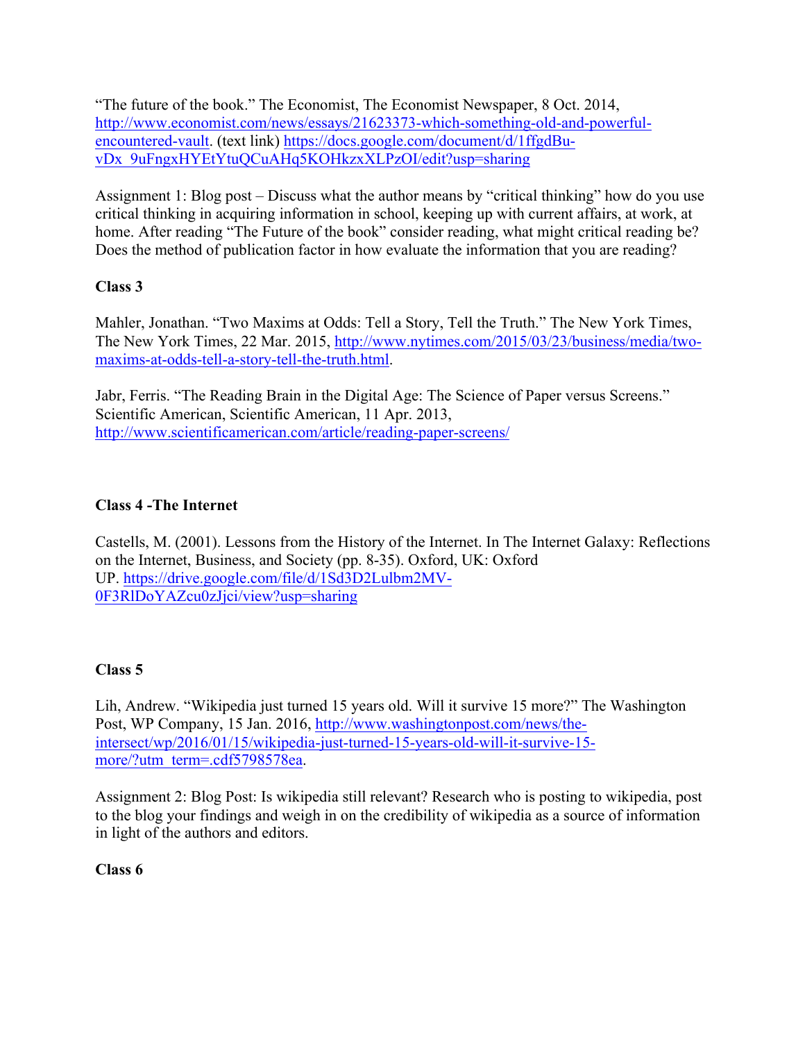“The future of the book.” The Economist, The Economist Newspaper, 8 Oct. 2014, http://www.economist.com/news/essays/21623373-which-something-old-and-powerful-encountered-vault. (text link) https://docs.google.com/document/d/1ffgdBu-vDx_9uFngxHYEtYtuQCuAHq5KOHkzxXLPzOI/edit?usp=sharing

Assignment 1: Blog post – Discuss what the author means by “critical thinking” how do you use critical thinking in acquiring information in school, keeping up with current affairs, at work, at home. After reading “The Future of the book” consider reading, what might critical reading be? Does the method of publication factor in how evaluate the information that you are reading?

**Class 3**

Mahler, Jonathan. “Two Maxims at Odds: Tell a Story, Tell the Truth.” The New York Times, The New York Times, 22 Mar. 2015, http://www.nytimes.com/2015/03/23/business/media/two-maxims-at-odds-tell-a-story-tell-the-truth.html.

Jabr, Ferris. “The Reading Brain in the Digital Age: The Science of Paper versus Screens.” Scientific American, Scientific American, 11 Apr. 2013, http://www.scientificamerican.com/article/reading-paper-screens/

**Class 4 -The Internet**

Castells, M. (2001). Lessons from the History of the Internet. In The Internet Galaxy: Reflections on the Internet, Business, and Society (pp. 8-35). Oxford, UK: Oxford UP. https://drive.google.com/file/d/1Sd3D2Lulbm2MV-0F3RlDoYAZcu0zJjci/view?usp=sharing

**Class 5**

Lih, Andrew. “Wikipedia just turned 15 years old. Will it survive 15 more?” The Washington Post, WP Company, 15 Jan. 2016, http://www.washingtonpost.com/news/the-intersect/wp/2016/01/15/wikipedia-just-turned-15-years-old-will-it-survive-15-more/?utm_term=.cdf5798578ea.

Assignment 2: Blog Post: Is wikipedia still relevant? Research who is posting to wikipedia, post to the blog your findings and weigh in on the credibility of wikipedia as a source of information in light of the authors and editors.

**Class 6**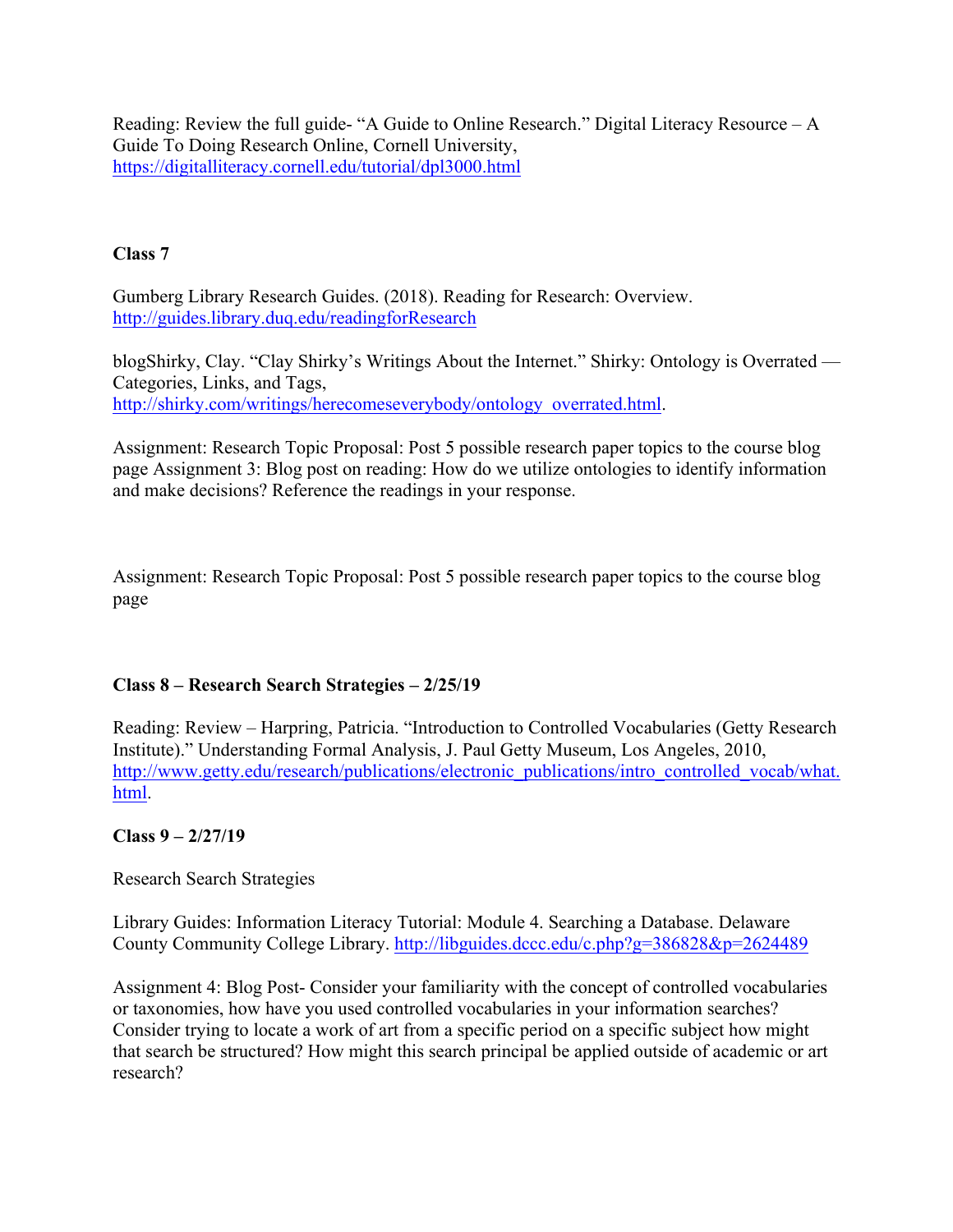Reading: Review the full guide- "A Guide to Online Research." Digital Literacy Resource – A Guide To Doing Research Online, Cornell University, https://digitalliteracy.cornell.edu/tutorial/dpl3000.html

**Class 7**

Gumberg Library Research Guides. (2018). Reading for Research: Overview. http://guides.library.duq.edu/readingforResearch

blogShirky, Clay. "Clay Shirky's Writings About the Internet." Shirky: Ontology is Overrated — Categories, Links, and Tags, http://shirky.com/writings/herecomeseverybody/ontology_overrated.html.

Assignment: Research Topic Proposal: Post 5 possible research paper topics to the course blog page Assignment 3: Blog post on reading: How do we utilize ontologies to identify information and make decisions? Reference the readings in your response.

Assignment: Research Topic Proposal: Post 5 possible research paper topics to the course blog page

**Class 8 – Research Search Strategies – 2/25/19**

Reading: Review – Harpring, Patricia. "Introduction to Controlled Vocabularies (Getty Research Institute)." Understanding Formal Analysis, J. Paul Getty Museum, Los Angeles, 2010, http://www.getty.edu/research/publications/electronic_publications/intro_controlled_vocab/what.html.

**Class 9 – 2/27/19**

Research Search Strategies

Library Guides: Information Literacy Tutorial: Module 4. Searching a Database. Delaware County Community College Library. http://libguides.dccc.edu/c.php?g=386828&p=2624489

Assignment 4: Blog Post- Consider your familiarity with the concept of controlled vocabularies or taxonomies, how have you used controlled vocabularies in your information searches? Consider trying to locate a work of art from a specific period on a specific subject how might that search be structured? How might this search principal be applied outside of academic or art research?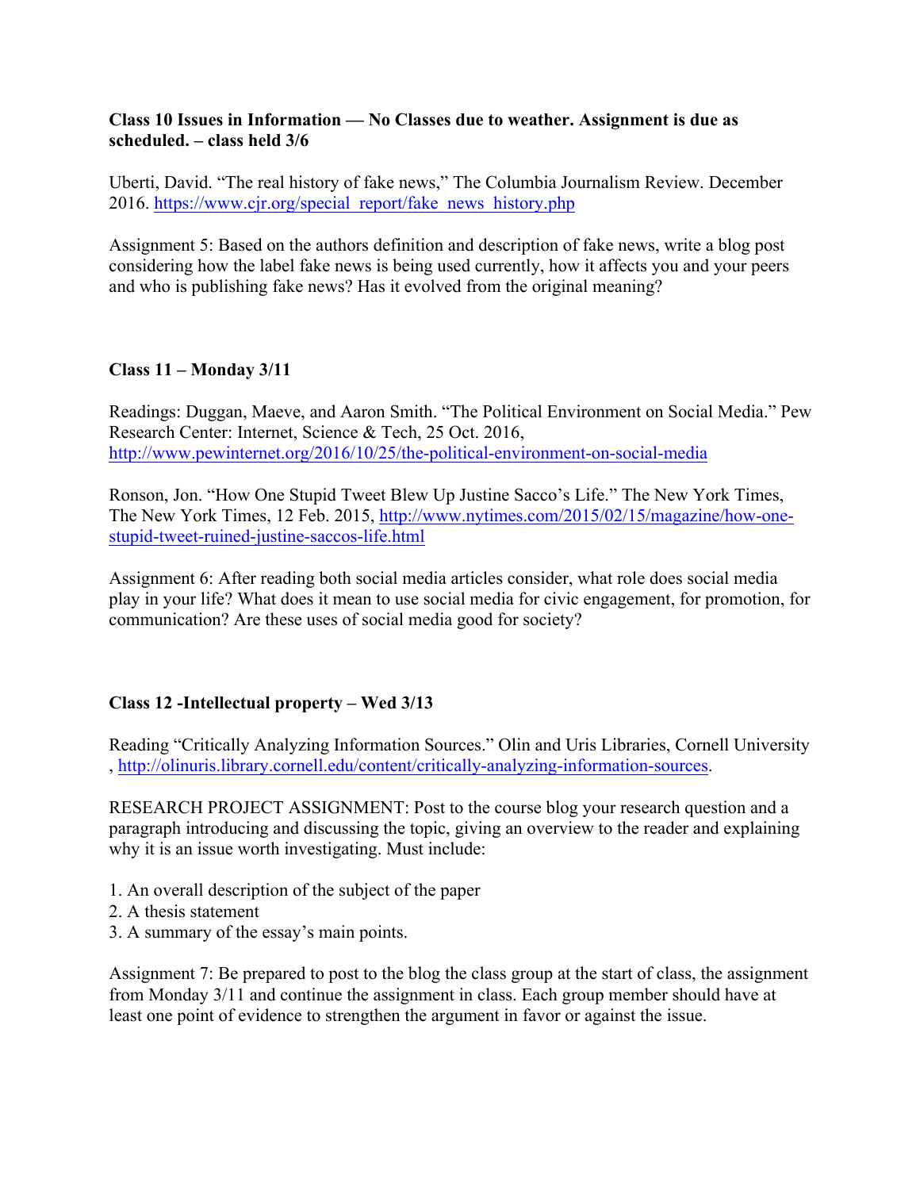**Class 10 Issues in Information — No Classes due to weather. Assignment is due as scheduled. – class held 3/6**

Uberti, David. "The real history of fake news," The Columbia Journalism Review. December 2016. https://www.cjr.org/special_report/fake_news_history.php

Assignment 5: Based on the authors definition and description of fake news, write a blog post considering how the label fake news is being used currently, how it affects you and your peers and who is publishing fake news? Has it evolved from the original meaning?

**Class 11 – Monday 3/11**

Readings: Duggan, Maeve, and Aaron Smith. "The Political Environment on Social Media." Pew Research Center: Internet, Science & Tech, 25 Oct. 2016, http://www.pewinternet.org/2016/10/25/the-political-environment-on-social-media

Ronson, Jon. "How One Stupid Tweet Blew Up Justine Sacco's Life." The New York Times, The New York Times, 12 Feb. 2015, http://www.nytimes.com/2015/02/15/magazine/how-one-stupid-tweet-ruined-justine-saccos-life.html

Assignment 6: After reading both social media articles consider, what role does social media play in your life? What does it mean to use social media for civic engagement, for promotion, for communication? Are these uses of social media good for society?

**Class 12 -Intellectual property – Wed 3/13**

Reading "Critically Analyzing Information Sources." Olin and Uris Libraries, Cornell University , http://olinuris.library.cornell.edu/content/critically-analyzing-information-sources.

RESEARCH PROJECT ASSIGNMENT: Post to the course blog your research question and a paragraph introducing and discussing the topic, giving an overview to the reader and explaining why it is an issue worth investigating. Must include:

1. An overall description of the subject of the paper
2. A thesis statement
3. A summary of the essay's main points.

Assignment 7: Be prepared to post to the blog the class group at the start of class, the assignment from Monday 3/11 and continue the assignment in class. Each group member should have at least one point of evidence to strengthen the argument in favor or against the issue.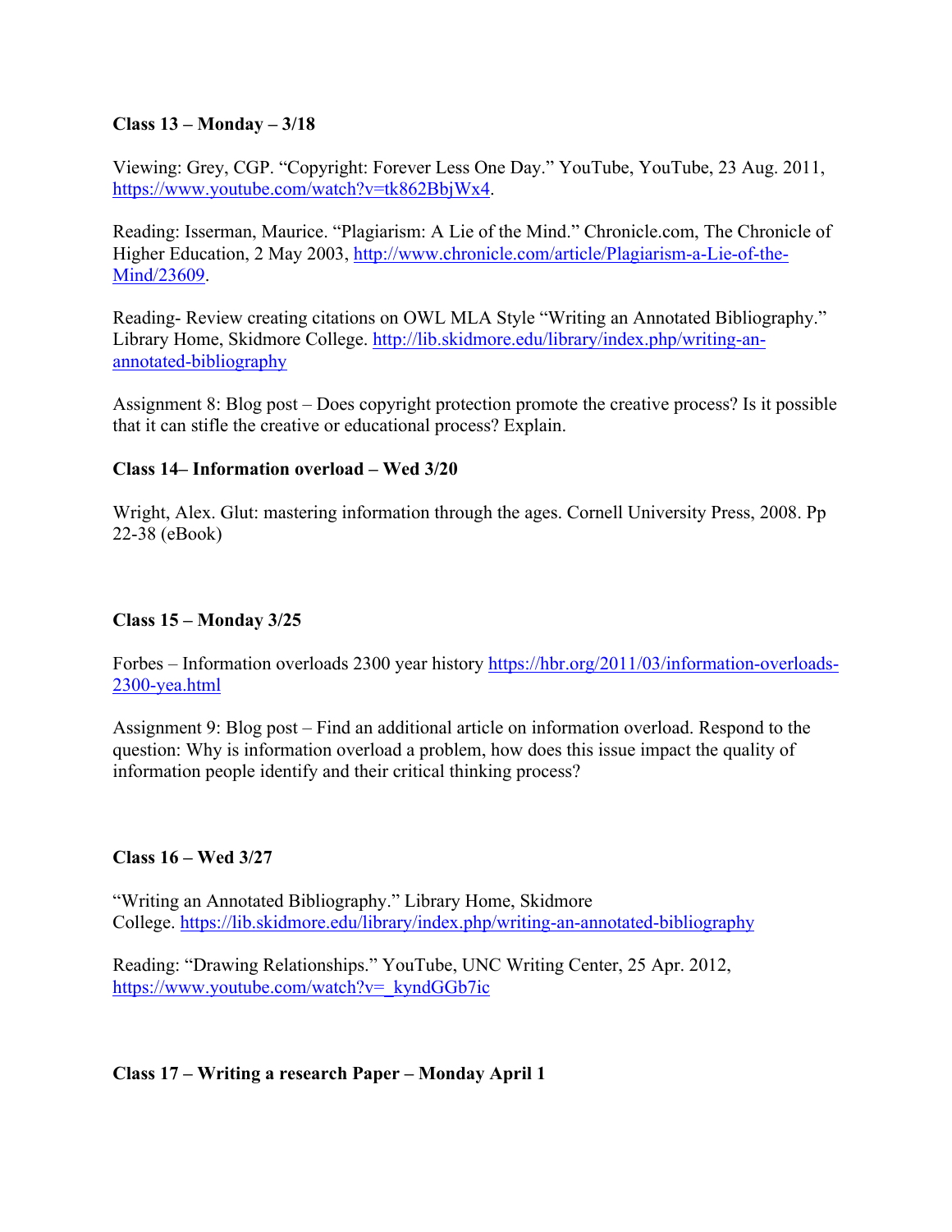**Class 13 – Monday – 3/18**

Viewing: Grey, CGP. "Copyright: Forever Less One Day." YouTube, YouTube, 23 Aug. 2011, https://www.youtube.com/watch?v=tk862BbjWx4.

Reading: Isserman, Maurice. "Plagiarism: A Lie of the Mind." Chronicle.com, The Chronicle of Higher Education, 2 May 2003, http://www.chronicle.com/article/Plagiarism-a-Lie-of-the-Mind/23609.

Reading- Review creating citations on OWL MLA Style "Writing an Annotated Bibliography." Library Home, Skidmore College. http://lib.skidmore.edu/library/index.php/writing-an-annotated-bibliography

Assignment 8: Blog post – Does copyright protection promote the creative process? Is it possible that it can stifle the creative or educational process? Explain.

**Class 14– Information overload – Wed 3/20**

Wright, Alex. Glut: mastering information through the ages. Cornell University Press, 2008. Pp 22-38 (eBook)

**Class 15 – Monday 3/25**

Forbes – Information overloads 2300 year history https://hbr.org/2011/03/information-overloads-2300-yea.html

Assignment 9: Blog post – Find an additional article on information overload. Respond to the question: Why is information overload a problem, how does this issue impact the quality of information people identify and their critical thinking process?

**Class 16 – Wed 3/27**

"Writing an Annotated Bibliography." Library Home, Skidmore College. https://lib.skidmore.edu/library/index.php/writing-an-annotated-bibliography

Reading: "Drawing Relationships." YouTube, UNC Writing Center, 25 Apr. 2012, https://www.youtube.com/watch?v=_kyndGGb7ic

**Class 17 – Writing a research Paper – Monday April 1**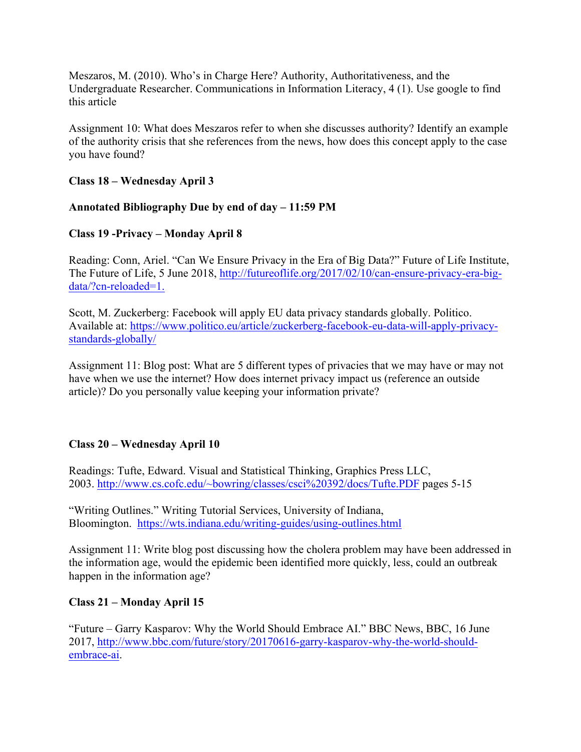Meszaros, M. (2010). Who's in Charge Here? Authority, Authoritativeness, and the Undergraduate Researcher. Communications in Information Literacy, 4 (1). Use google to find this article

Assignment 10: What does Meszaros refer to when she discusses authority? Identify an example of the authority crisis that she references from the news, how does this concept apply to the case you have found?

**Class 18 – Wednesday April 3**

**Annotated Bibliography Due by end of day – 11:59 PM**

**Class 19 -Privacy – Monday April 8**

Reading: Conn, Ariel. "Can We Ensure Privacy in the Era of Big Data?" Future of Life Institute, The Future of Life, 5 June 2018, [http://futureoflife.org/2017/02/10/can-ensure-privacy-era-big-data/?cn-reloaded=1.](http://futureoflife.org/2017/02/10/can-ensure-privacy-era-big-data/?cn-reloaded=1)

Scott, M. Zuckerberg: Facebook will apply EU data privacy standards globally. Politico. Available at: [https://www.politico.eu/article/zuckerberg-facebook-eu-data-will-apply-privacy-standards-globally/](https://www.politico.eu/article/zuckerberg-facebook-eu-data-will-apply-privacy-standards-globally/)

Assignment 11: Blog post: What are 5 different types of privacies that we may have or may not have when we use the internet? How does internet privacy impact us (reference an outside article)? Do you personally value keeping your information private?

**Class 20 – Wednesday April 10**

Readings: Tufte, Edward. Visual and Statistical Thinking, Graphics Press LLC, 2003. [http://www.cs.cofc.edu/~bowring/classes/csci%20392/docs/Tufte.PDF](http://www.cs.cofc.edu/~bowring/classes/csci%20392/docs/Tufte.PDF) pages 5-15

"Writing Outlines." Writing Tutorial Services, University of Indiana, Bloomington. [https://wts.indiana.edu/writing-guides/using-outlines.html](https://wts.indiana.edu/writing-guides/using-outlines.html)

Assignment 11: Write blog post discussing how the cholera problem may have been addressed in the information age, would the epidemic been identified more quickly, less, could an outbreak happen in the information age?

**Class 21 – Monday April 15**

"Future – Garry Kasparov: Why the World Should Embrace AI." BBC News, BBC, 16 June 2017, [http://www.bbc.com/future/story/20170616-garry-kasparov-why-the-world-should-embrace-ai](http://www.bbc.com/future/story/20170616-garry-kasparov-why-the-world-should-embrace-ai).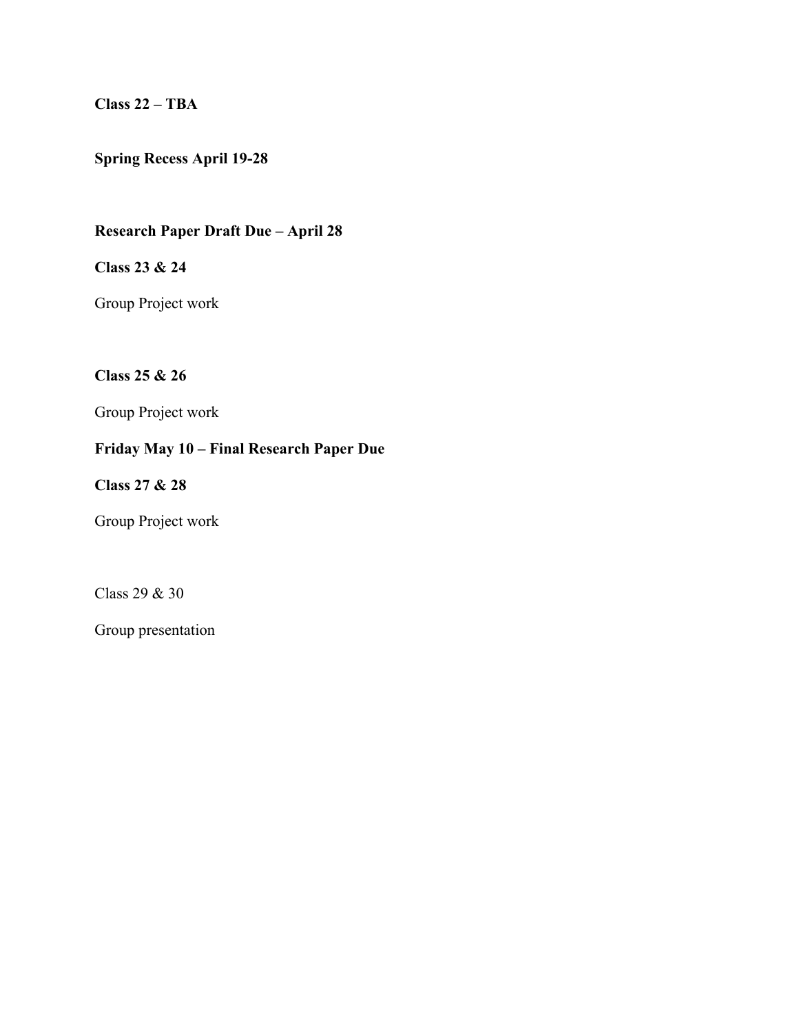**Class 22 – TBA**

**Spring Recess April 19-28**

**Research Paper Draft Due – April 28**

**Class 23 & 24**

Group Project work

**Class 25 & 26**

Group Project work

**Friday May 10 – Final Research Paper Due**

**Class 27 & 28**

Group Project work

Class 29 & 30

Group presentation